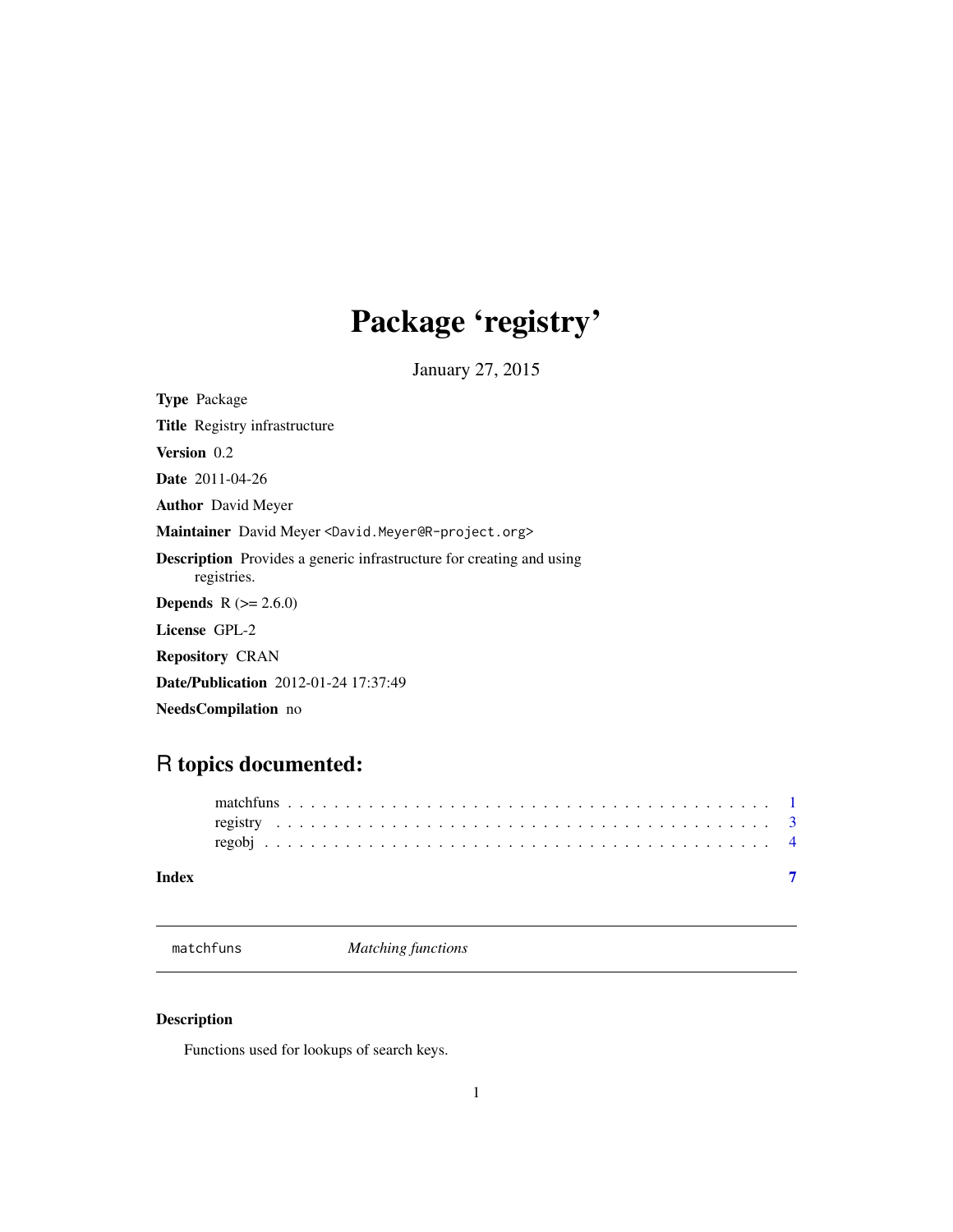# Package 'registry'

January 27, 2015

**Type** Package

**Title** Registry infrastructure

**Version** 0.2

**Date** 2011-04-26

**Author** David Meyer

**Maintainer** David Meyer <David.Meyer@R-project.org>

**Description** Provides a generic infrastructure for creating and using registries.

**Depends** R (>= 2.6.0)

**License** GPL-2

**Repository** CRAN

**Date/Publication** 2012-01-24 17:37:49

**NeedsCompilation** no

## R topics documented:

matchfuns . . . . . . . . . . . . . . . . . . . . . . . . . . . . . . . . . . . . . . . . . . 1
registry . . . . . . . . . . . . . . . . . . . . . . . . . . . . . . . . . . . . . . . . . . . 3
regobj . . . . . . . . . . . . . . . . . . . . . . . . . . . . . . . . . . . . . . . . . . . 4

**Index** 7

---

`matchfuns` *Matching functions*

---

### Description

Functions used for lookups of search keys.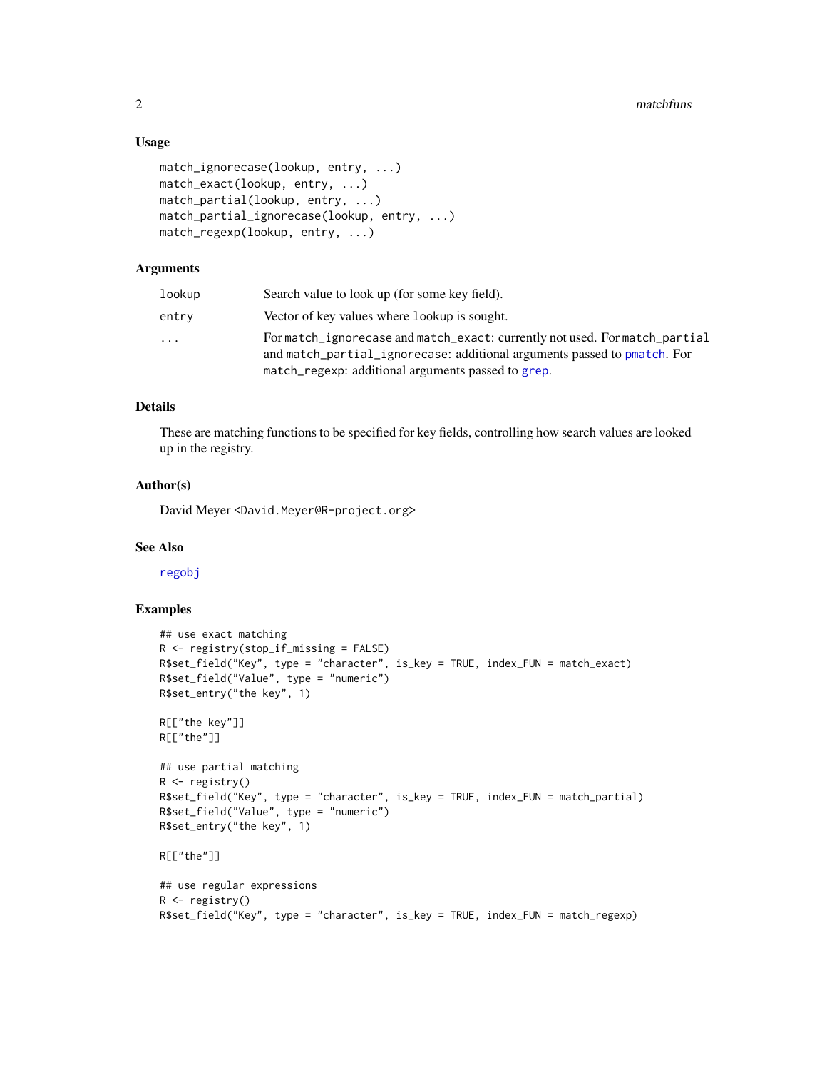### Usage

```
match_ignorecase(lookup, entry, ...)
match_exact(lookup, entry, ...)
match_partial(lookup, entry, ...)
match_partial_ignorecase(lookup, entry, ...)
match_regexp(lookup, entry, ...)
```

### Arguments

| | |
|---|---|
| `lookup` | Search value to look up (for some key field). |
| `entry` | Vector of key values where `lookup` is sought. |
| `...` | For `match_ignorecase` and `match_exact`: currently not used. For `match_partial` and `match_partial_ignorecase`: additional arguments passed to `pmatch`. For `match_regexp`: additional arguments passed to `grep`. |

### Details

These are matching functions to be specified for key fields, controlling how search values are looked up in the registry.

### Author(s)

David Meyer <David.Meyer@R-project.org>

### See Also

`regobj`

### Examples

```
## use exact matching
R <- registry(stop_if_missing = FALSE)
R$set_field("Key", type = "character", is_key = TRUE, index_FUN = match_exact)
R$set_field("Value", type = "numeric")
R$set_entry("the key", 1)

R[["the key"]]
R[["the"]]

## use partial matching
R <- registry()
R$set_field("Key", type = "character", is_key = TRUE, index_FUN = match_partial)
R$set_field("Value", type = "numeric")
R$set_entry("the key", 1)

R[["the"]]

## use regular expressions
R <- registry()
R$set_field("Key", type = "character", is_key = TRUE, index_FUN = match_regexp)
```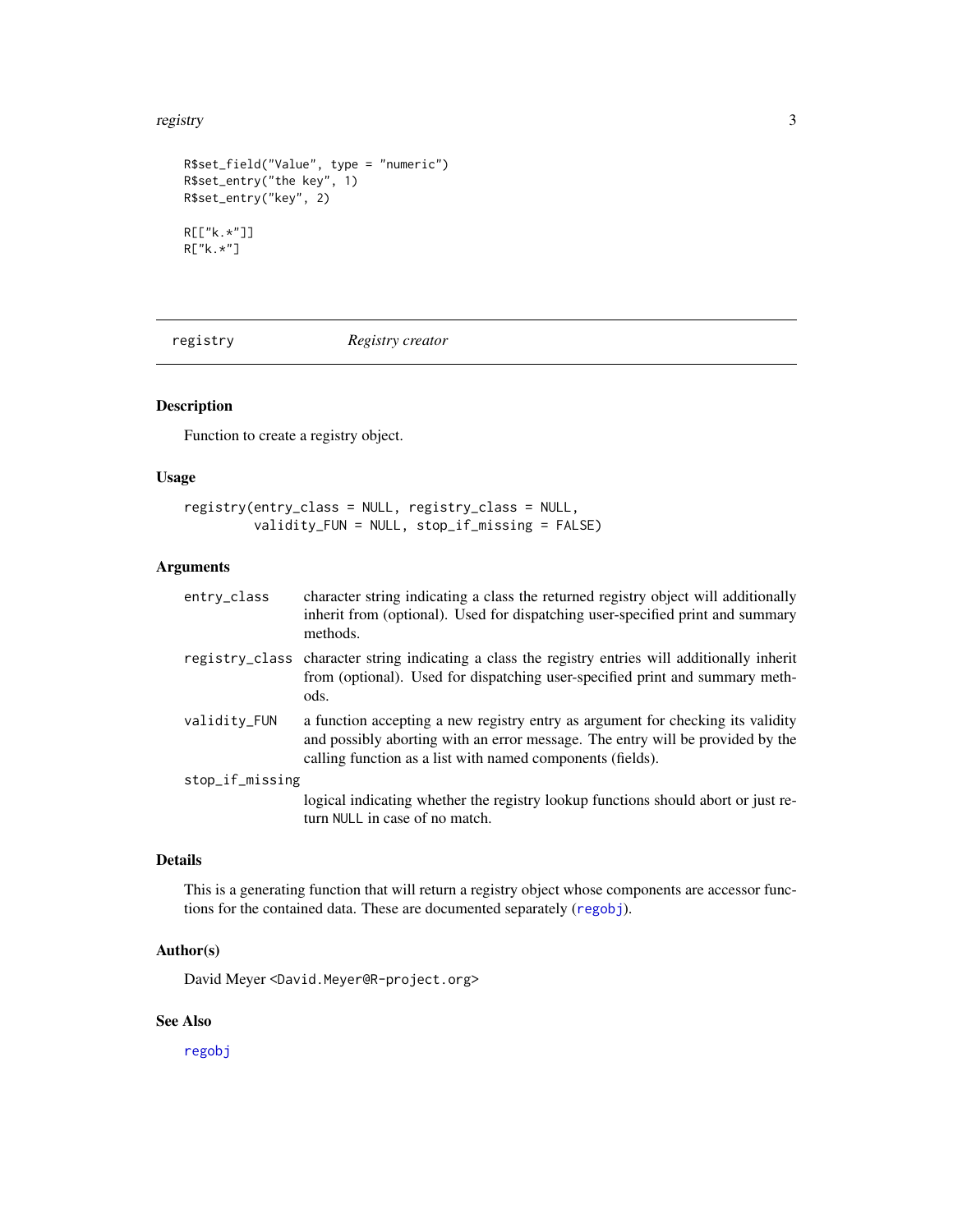```
R$set_field("Value", type = "numeric")
R$set_entry("the key", 1)
R$set_entry("key", 2)

R[["k.*"]]
R["k.*"]
```

---

## registry — *Registry creator*

### Description

Function to create a registry object.

### Usage

```
registry(entry_class = NULL, registry_class = NULL,
         validity_FUN = NULL, stop_if_missing = FALSE)
```

### Arguments

| Argument | Description |
| --- | --- |
| `entry_class` | character string indicating a class the returned registry object will additionally inherit from (optional). Used for dispatching user-specified print and summary methods. |
| `registry_class` | character string indicating a class the registry entries will additionally inherit from (optional). Used for dispatching user-specified print and summary methods. |
| `validity_FUN` | a function accepting a new registry entry as argument for checking its validity and possibly aborting with an error message. The entry will be provided by the calling function as a list with named components (fields). |
| `stop_if_missing` | logical indicating whether the registry lookup functions should abort or just return `NULL` in case of no match. |

### Details

This is a generating function that will return a registry object whose components are accessor functions for the contained data. These are documented separately (`regobj`).

### Author(s)

David Meyer <David.Meyer@R-project.org>

### See Also

`regobj`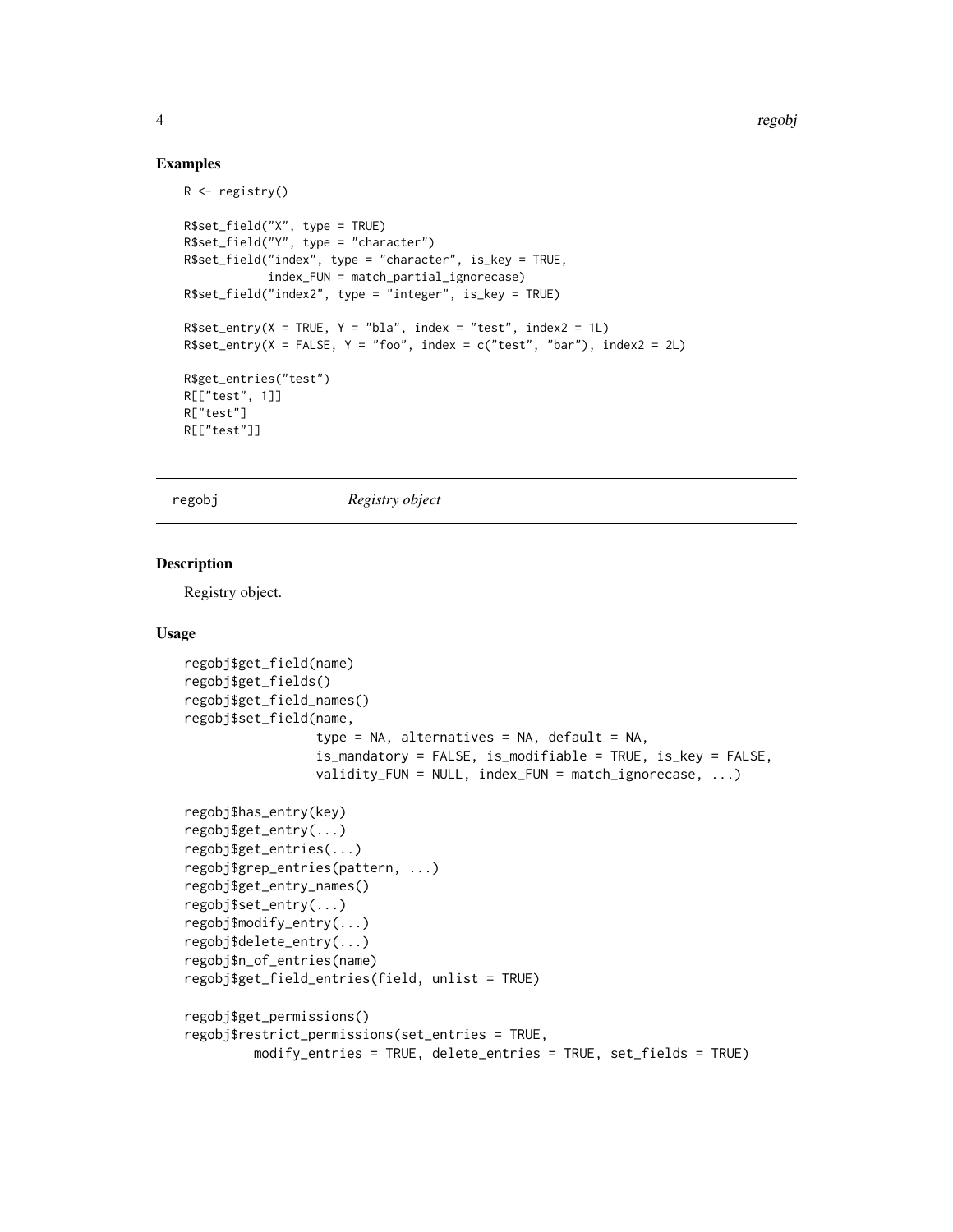## Examples

```
R <- registry()

R$set_field("X", type = TRUE)
R$set_field("Y", type = "character")
R$set_field("index", type = "character", is_key = TRUE,
            index_FUN = match_partial_ignorecase)
R$set_field("index2", type = "integer", is_key = TRUE)

R$set_entry(X = TRUE, Y = "bla", index = "test", index2 = 1L)
R$set_entry(X = FALSE, Y = "foo", index = c("test", "bar"), index2 = 2L)

R$get_entries("test")
R[["test", 1]]
R["test"]
R[["test"]]
```

---

# regobj — *Registry object*

## Description

Registry object.

## Usage

```
regobj$get_field(name)
regobj$get_fields()
regobj$get_field_names()
regobj$set_field(name,
                 type = NA, alternatives = NA, default = NA,
                 is_mandatory = FALSE, is_modifiable = TRUE, is_key = FALSE,
                 validity_FUN = NULL, index_FUN = match_ignorecase, ...)

regobj$has_entry(key)
regobj$get_entry(...)
regobj$get_entries(...)
regobj$grep_entries(pattern, ...)
regobj$get_entry_names()
regobj$set_entry(...)
regobj$modify_entry(...)
regobj$delete_entry(...)
regobj$n_of_entries(name)
regobj$get_field_entries(field, unlist = TRUE)

regobj$get_permissions()
regobj$restrict_permissions(set_entries = TRUE,
         modify_entries = TRUE, delete_entries = TRUE, set_fields = TRUE)
```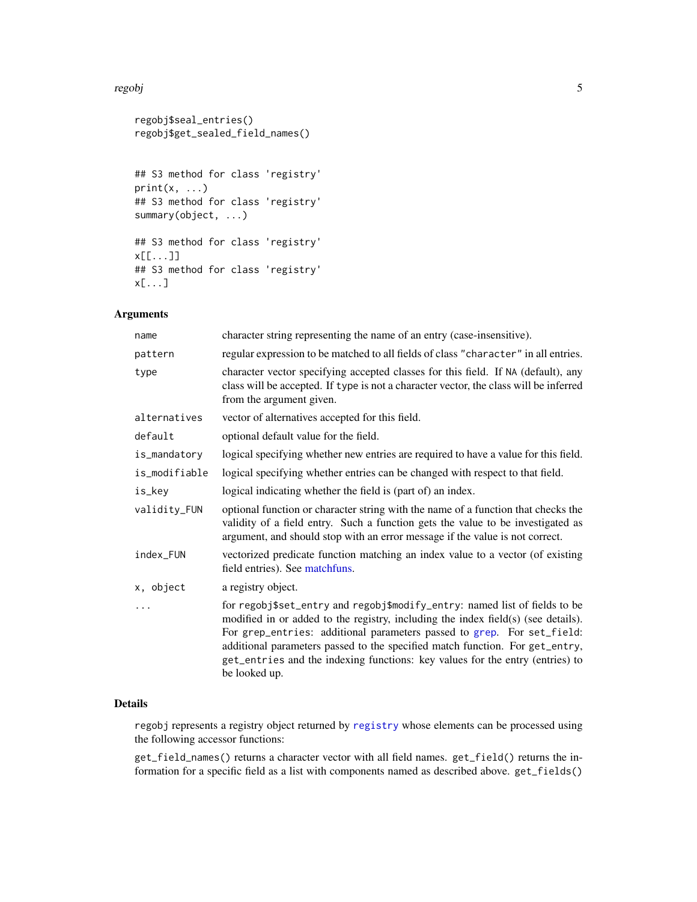```
regobj$seal_entries()
regobj$get_sealed_field_names()


## S3 method for class 'registry'
print(x, ...)
## S3 method for class 'registry'
summary(object, ...)

## S3 method for class 'registry'
x[[...]]
## S3 method for class 'registry'
x[...]
```

## Arguments

| | |
|---|---|
| `name` | character string representing the name of an entry (case-insensitive). |
| `pattern` | regular expression to be matched to all fields of class `"character"` in all entries. |
| `type` | character vector specifying accepted classes for this field. If `NA` (default), any class will be accepted. If `type` is not a character vector, the class will be inferred from the argument given. |
| `alternatives` | vector of alternatives accepted for this field. |
| `default` | optional default value for the field. |
| `is_mandatory` | logical specifying whether new entries are required to have a value for this field. |
| `is_modifiable` | logical specifying whether entries can be changed with respect to that field. |
| `is_key` | logical indicating whether the field is (part of) an index. |
| `validity_FUN` | optional function or character string with the name of a function that checks the validity of a field entry. Such a function gets the value to be investigated as argument, and should stop with an error message if the value is not correct. |
| `index_FUN` | vectorized predicate function matching an index value to a vector (of existing field entries). See matchfuns. |
| `x, object` | a registry object. |
| `...` | for `regobj$set_entry` and `regobj$modify_entry`: named list of fields to be modified in or added to the registry, including the index field(s) (see details). For `grep_entries`: additional parameters passed to `grep`. For `set_field`: additional parameters passed to the specified match function. For `get_entry`, `get_entries` and the indexing functions: key values for the entry (entries) to be looked up. |

## Details

`regobj` represents a registry object returned by `registry` whose elements can be processed using the following accessor functions:

`get_field_names()` returns a character vector with all field names. `get_field()` returns the information for a specific field as a list with components named as described above. `get_fields()`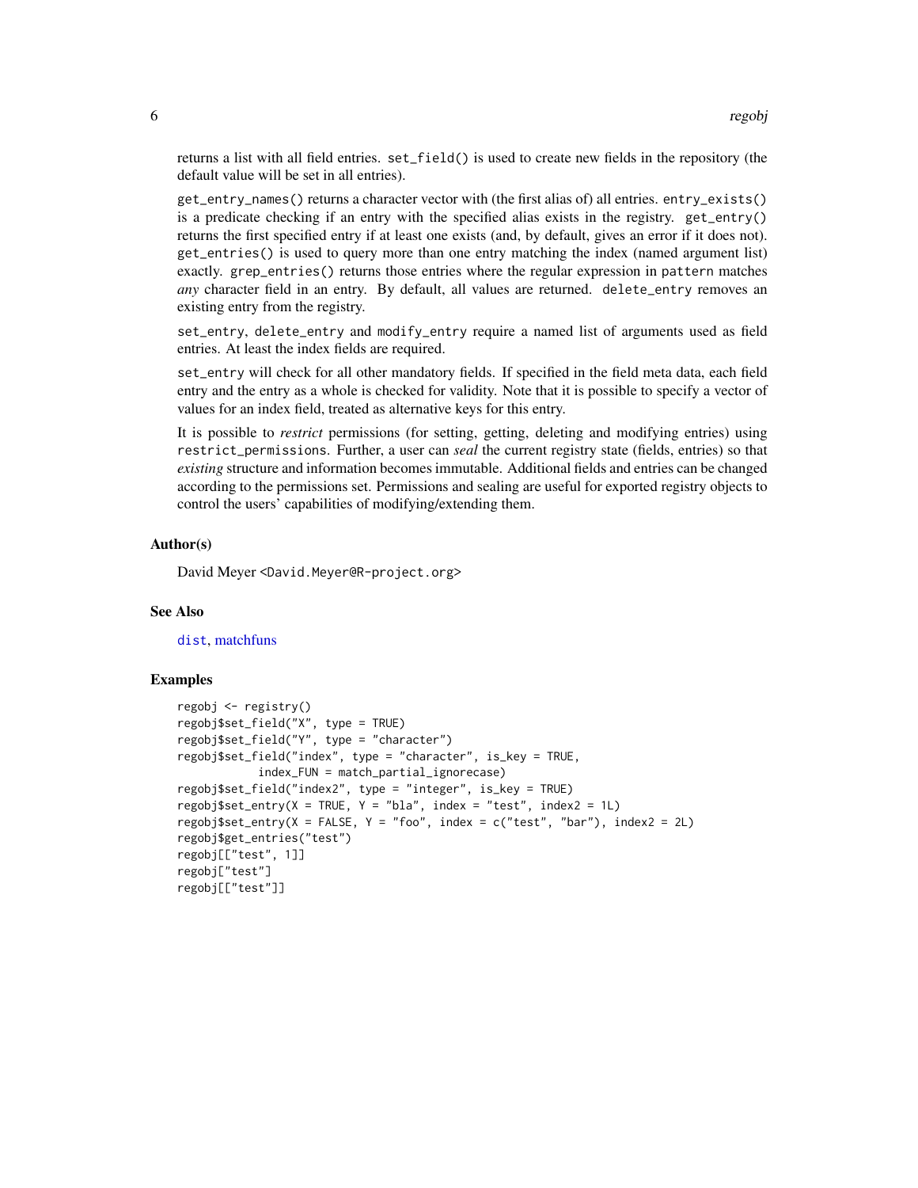returns a list with all field entries. `set_field()` is used to create new fields in the repository (the default value will be set in all entries).

`get_entry_names()` returns a character vector with (the first alias of) all entries. `entry_exists()` is a predicate checking if an entry with the specified alias exists in the registry. `get_entry()` returns the first specified entry if at least one exists (and, by default, gives an error if it does not). `get_entries()` is used to query more than one entry matching the index (named argument list) exactly. `grep_entries()` returns those entries where the regular expression in `pattern` matches *any* character field in an entry. By default, all values are returned. `delete_entry` removes an existing entry from the registry.

`set_entry`, `delete_entry` and `modify_entry` require a named list of arguments used as field entries. At least the index fields are required.

`set_entry` will check for all other mandatory fields. If specified in the field meta data, each field entry and the entry as a whole is checked for validity. Note that it is possible to specify a vector of values for an index field, treated as alternative keys for this entry.

It is possible to *restrict* permissions (for setting, getting, deleting and modifying entries) using `restrict_permissions`. Further, a user can *seal* the current registry state (fields, entries) so that *existing* structure and information becomes immutable. Additional fields and entries can be changed according to the permissions set. Permissions and sealing are useful for exported registry objects to control the users' capabilities of modifying/extending them.

### Author(s)

David Meyer <David.Meyer@R-project.org>

### See Also

`dist`, matchfuns

### Examples

```
regobj <- registry()
regobj$set_field("X", type = TRUE)
regobj$set_field("Y", type = "character")
regobj$set_field("index", type = "character", is_key = TRUE,
            index_FUN = match_partial_ignorecase)
regobj$set_field("index2", type = "integer", is_key = TRUE)
regobj$set_entry(X = TRUE, Y = "bla", index = "test", index2 = 1L)
regobj$set_entry(X = FALSE, Y = "foo", index = c("test", "bar"), index2 = 2L)
regobj$get_entries("test")
regobj[["test", 1]]
regobj["test"]
regobj[["test"]]
```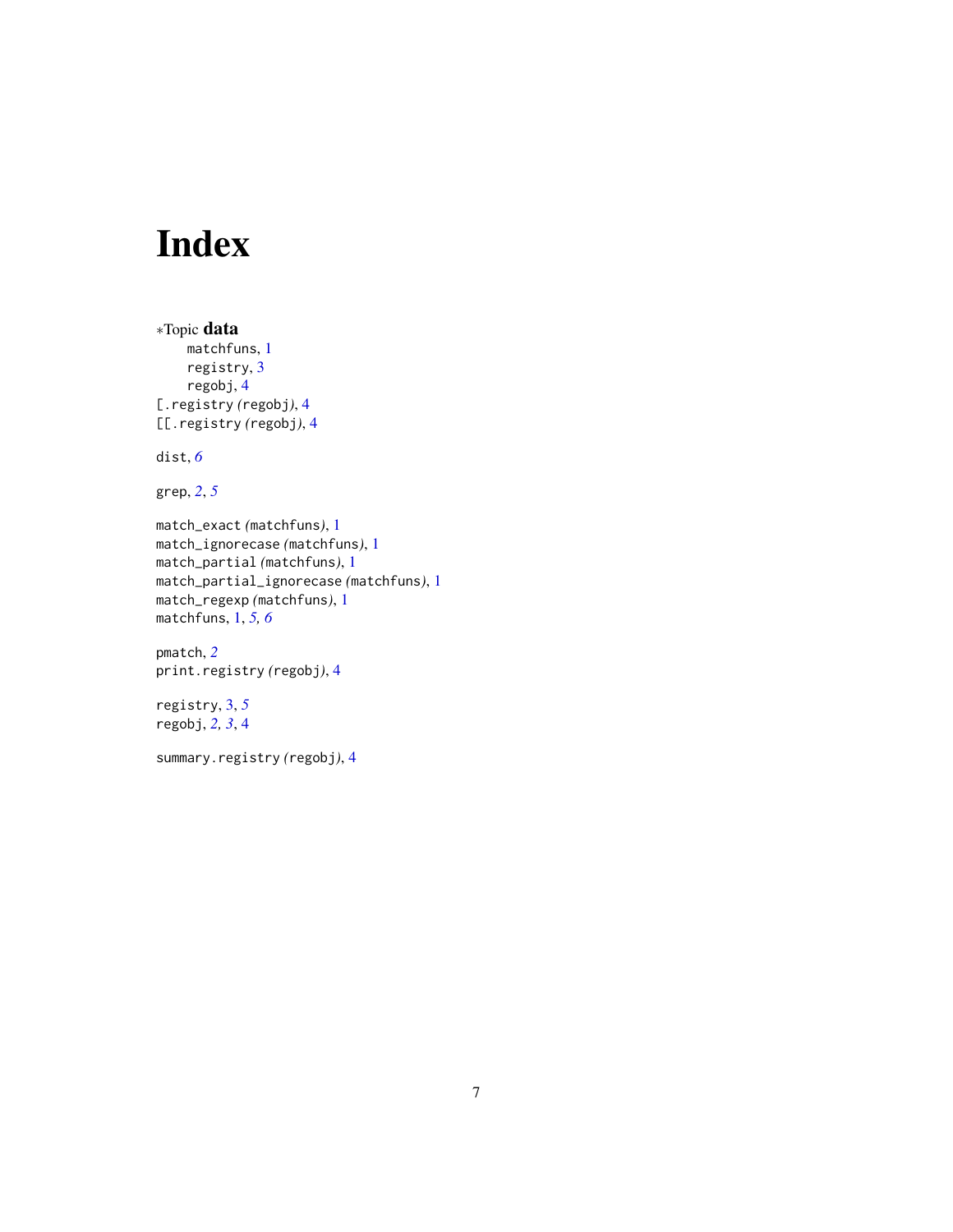# Index

*Topic **data**

- matchfuns, 1
- registry, 3
- regobj, 4

[.registry *(*regobj*)*, 4
[[.registry *(*regobj*)*, 4

dist, *6*

grep, *2*, *5*

match_exact *(*matchfuns*)*, 1
match_ignorecase *(*matchfuns*)*, 1
match_partial *(*matchfuns*)*, 1
match_partial_ignorecase *(*matchfuns*)*, 1
match_regexp *(*matchfuns*)*, 1
matchfuns, 1, *5, 6*

pmatch, *2*
print.registry *(*regobj*)*, 4

registry, 3, *5*
regobj, *2, 3*, 4

summary.registry *(*regobj*)*, 4